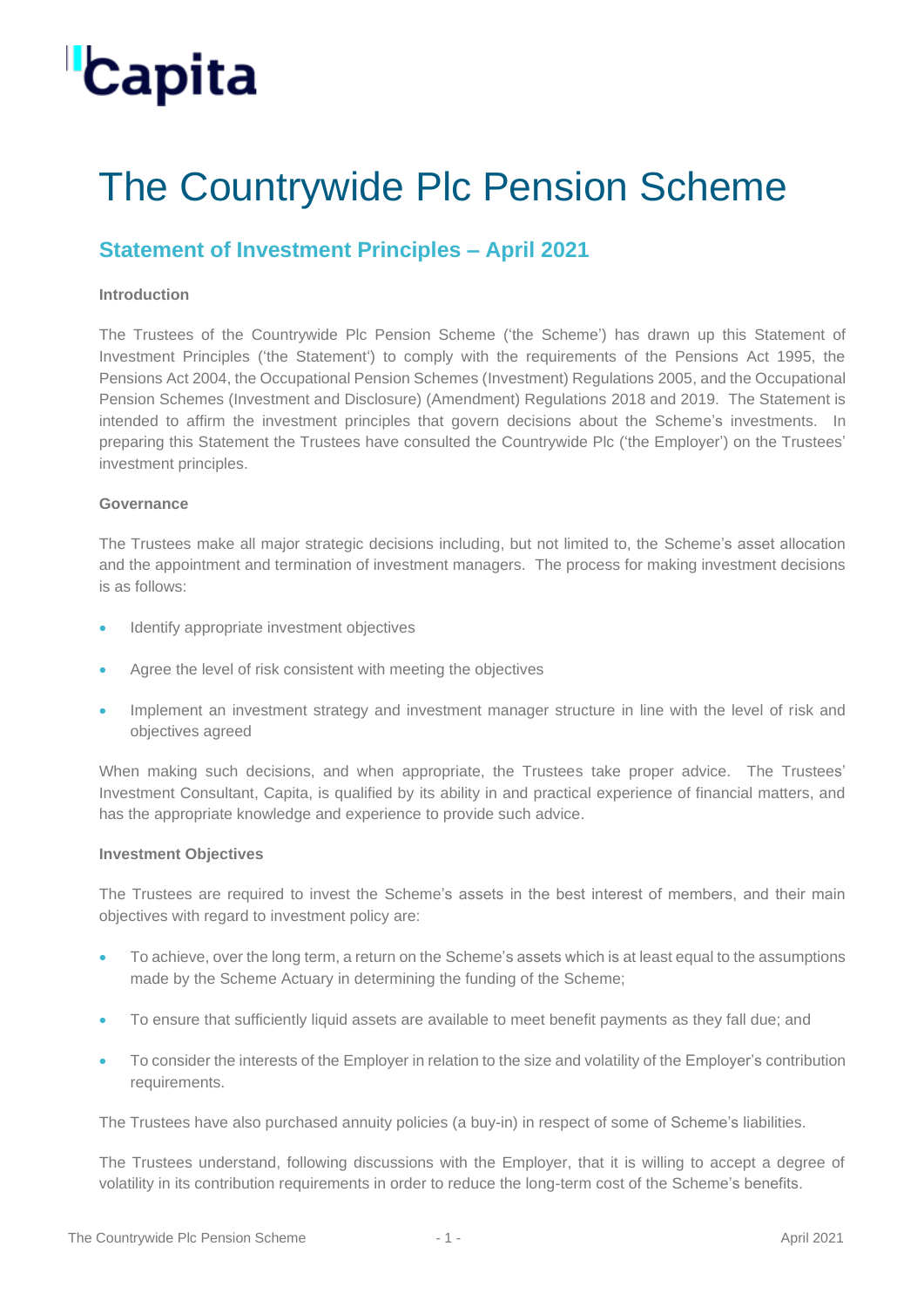Capita

# The Countrywide Plc Pension Scheme

## Statement of Investment Principles – April 2021

**Introduction**

The Trustees of the Countrywide Plc Pension Scheme ('the Scheme') has drawn up this Statement of Investment Principles ('the Statement') to comply with the requirements of the Pensions Act 1995, the Pensions Act 2004, the Occupational Pension Schemes (Investment) Regulations 2005, and the Occupational Pension Schemes (Investment and Disclosure) (Amendment) Regulations 2018 and 2019. The Statement is intended to affirm the investment principles that govern decisions about the Scheme's investments. In preparing this Statement the Trustees have consulted the Countrywide Plc ('the Employer') on the Trustees' investment principles.

**Governance**

The Trustees make all major strategic decisions including, but not limited to, the Scheme's asset allocation and the appointment and termination of investment managers. The process for making investment decisions is as follows:

- Identify appropriate investment objectives
- Agree the level of risk consistent with meeting the objectives
- Implement an investment strategy and investment manager structure in line with the level of risk and objectives agreed

When making such decisions, and when appropriate, the Trustees take proper advice. The Trustees' Investment Consultant, Capita, is qualified by its ability in and practical experience of financial matters, and has the appropriate knowledge and experience to provide such advice.

**Investment Objectives**

The Trustees are required to invest the Scheme's assets in the best interest of members, and their main objectives with regard to investment policy are:

- To achieve, over the long term, a return on the Scheme's assets which is at least equal to the assumptions made by the Scheme Actuary in determining the funding of the Scheme;
- To ensure that sufficiently liquid assets are available to meet benefit payments as they fall due; and
- To consider the interests of the Employer in relation to the size and volatility of the Employer's contribution requirements.

The Trustees have also purchased annuity policies (a buy-in) in respect of some of Scheme's liabilities.

The Trustees understand, following discussions with the Employer, that it is willing to accept a degree of volatility in its contribution requirements in order to reduce the long-term cost of the Scheme's benefits.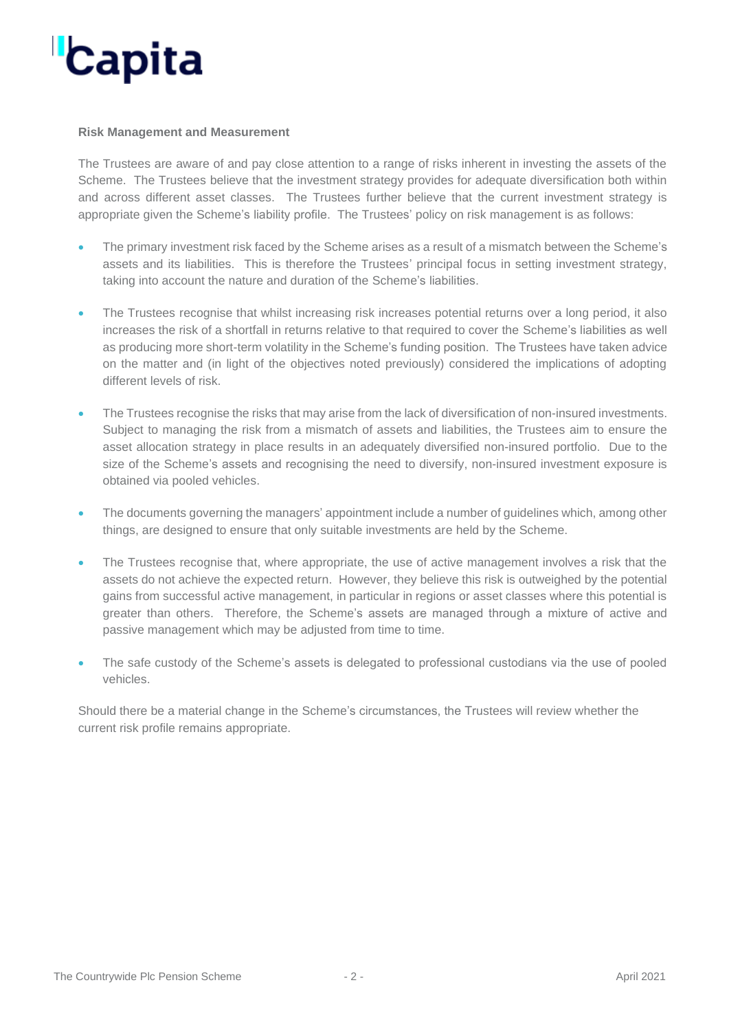**Risk Management and Measurement**

The Trustees are aware of and pay close attention to a range of risks inherent in investing the assets of the Scheme. The Trustees believe that the investment strategy provides for adequate diversification both within and across different asset classes. The Trustees further believe that the current investment strategy is appropriate given the Scheme's liability profile. The Trustees' policy on risk management is as follows:

- The primary investment risk faced by the Scheme arises as a result of a mismatch between the Scheme's assets and its liabilities. This is therefore the Trustees' principal focus in setting investment strategy, taking into account the nature and duration of the Scheme's liabilities.

- The Trustees recognise that whilst increasing risk increases potential returns over a long period, it also increases the risk of a shortfall in returns relative to that required to cover the Scheme's liabilities as well as producing more short-term volatility in the Scheme's funding position. The Trustees have taken advice on the matter and (in light of the objectives noted previously) considered the implications of adopting different levels of risk.

- The Trustees recognise the risks that may arise from the lack of diversification of non-insured investments. Subject to managing the risk from a mismatch of assets and liabilities, the Trustees aim to ensure the asset allocation strategy in place results in an adequately diversified non-insured portfolio. Due to the size of the Scheme's assets and recognising the need to diversify, non-insured investment exposure is obtained via pooled vehicles.

- The documents governing the managers' appointment include a number of guidelines which, among other things, are designed to ensure that only suitable investments are held by the Scheme.

- The Trustees recognise that, where appropriate, the use of active management involves a risk that the assets do not achieve the expected return. However, they believe this risk is outweighed by the potential gains from successful active management, in particular in regions or asset classes where this potential is greater than others. Therefore, the Scheme's assets are managed through a mixture of active and passive management which may be adjusted from time to time.

- The safe custody of the Scheme's assets is delegated to professional custodians via the use of pooled vehicles.

Should there be a material change in the Scheme's circumstances, the Trustees will review whether the current risk profile remains appropriate.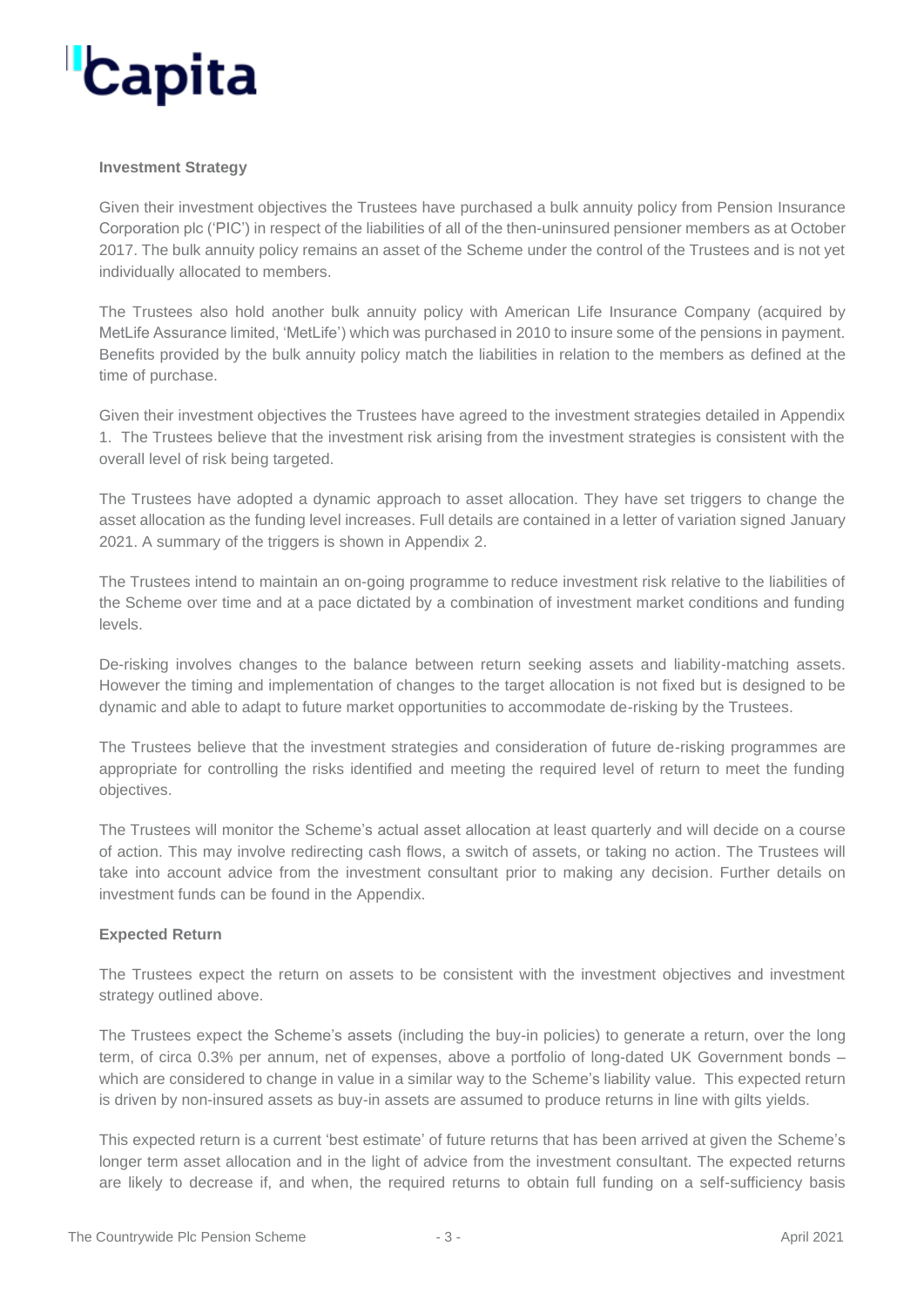**Investment Strategy**

Given their investment objectives the Trustees have purchased a bulk annuity policy from Pension Insurance Corporation plc ('PIC') in respect of the liabilities of all of the then-uninsured pensioner members as at October 2017. The bulk annuity policy remains an asset of the Scheme under the control of the Trustees and is not yet individually allocated to members.

The Trustees also hold another bulk annuity policy with American Life Insurance Company (acquired by MetLife Assurance limited, 'MetLife') which was purchased in 2010 to insure some of the pensions in payment. Benefits provided by the bulk annuity policy match the liabilities in relation to the members as defined at the time of purchase.

Given their investment objectives the Trustees have agreed to the investment strategies detailed in Appendix 1. The Trustees believe that the investment risk arising from the investment strategies is consistent with the overall level of risk being targeted.

The Trustees have adopted a dynamic approach to asset allocation. They have set triggers to change the asset allocation as the funding level increases. Full details are contained in a letter of variation signed January 2021. A summary of the triggers is shown in Appendix 2.

The Trustees intend to maintain an on-going programme to reduce investment risk relative to the liabilities of the Scheme over time and at a pace dictated by a combination of investment market conditions and funding levels.

De-risking involves changes to the balance between return seeking assets and liability-matching assets. However the timing and implementation of changes to the target allocation is not fixed but is designed to be dynamic and able to adapt to future market opportunities to accommodate de-risking by the Trustees.

The Trustees believe that the investment strategies and consideration of future de-risking programmes are appropriate for controlling the risks identified and meeting the required level of return to meet the funding objectives.

The Trustees will monitor the Scheme's actual asset allocation at least quarterly and will decide on a course of action. This may involve redirecting cash flows, a switch of assets, or taking no action. The Trustees will take into account advice from the investment consultant prior to making any decision. Further details on investment funds can be found in the Appendix.

**Expected Return**

The Trustees expect the return on assets to be consistent with the investment objectives and investment strategy outlined above.

The Trustees expect the Scheme's assets (including the buy-in policies) to generate a return, over the long term, of circa 0.3% per annum, net of expenses, above a portfolio of long-dated UK Government bonds – which are considered to change in value in a similar way to the Scheme's liability value. This expected return is driven by non-insured assets as buy-in assets are assumed to produce returns in line with gilts yields.

This expected return is a current 'best estimate' of future returns that has been arrived at given the Scheme's longer term asset allocation and in the light of advice from the investment consultant. The expected returns are likely to decrease if, and when, the required returns to obtain full funding on a self-sufficiency basis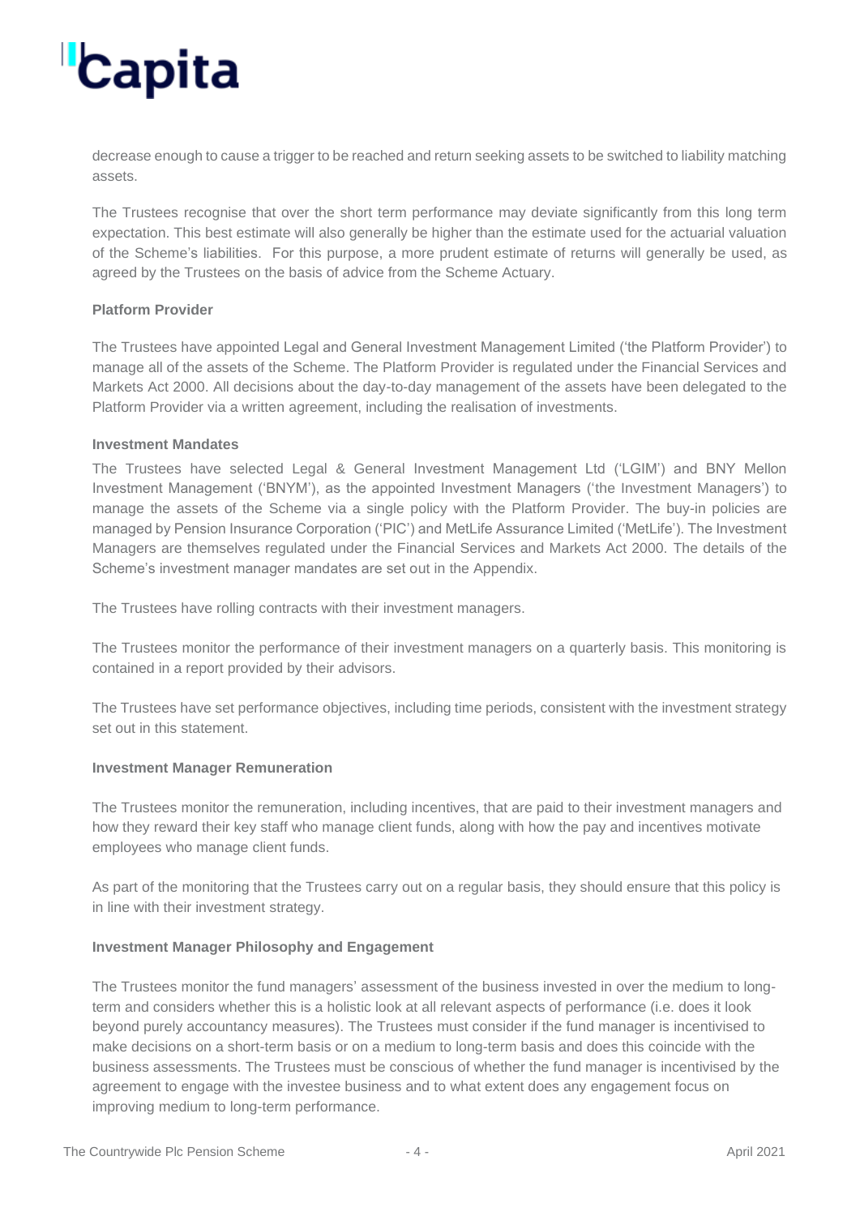decrease enough to cause a trigger to be reached and return seeking assets to be switched to liability matching assets.

The Trustees recognise that over the short term performance may deviate significantly from this long term expectation. This best estimate will also generally be higher than the estimate used for the actuarial valuation of the Scheme's liabilities. For this purpose, a more prudent estimate of returns will generally be used, as agreed by the Trustees on the basis of advice from the Scheme Actuary.

**Platform Provider**

The Trustees have appointed Legal and General Investment Management Limited ('the Platform Provider') to manage all of the assets of the Scheme. The Platform Provider is regulated under the Financial Services and Markets Act 2000. All decisions about the day-to-day management of the assets have been delegated to the Platform Provider via a written agreement, including the realisation of investments.

**Investment Mandates**

The Trustees have selected Legal & General Investment Management Ltd ('LGIM') and BNY Mellon Investment Management ('BNYM'), as the appointed Investment Managers ('the Investment Managers') to manage the assets of the Scheme via a single policy with the Platform Provider. The buy-in policies are managed by Pension Insurance Corporation ('PIC') and MetLife Assurance Limited ('MetLife'). The Investment Managers are themselves regulated under the Financial Services and Markets Act 2000. The details of the Scheme's investment manager mandates are set out in the Appendix.

The Trustees have rolling contracts with their investment managers.

The Trustees monitor the performance of their investment managers on a quarterly basis. This monitoring is contained in a report provided by their advisors.

The Trustees have set performance objectives, including time periods, consistent with the investment strategy set out in this statement.

**Investment Manager Remuneration**

The Trustees monitor the remuneration, including incentives, that are paid to their investment managers and how they reward their key staff who manage client funds, along with how the pay and incentives motivate employees who manage client funds.

As part of the monitoring that the Trustees carry out on a regular basis, they should ensure that this policy is in line with their investment strategy.

**Investment Manager Philosophy and Engagement**

The Trustees monitor the fund managers' assessment of the business invested in over the medium to long-term and considers whether this is a holistic look at all relevant aspects of performance (i.e. does it look beyond purely accountancy measures). The Trustees must consider if the fund manager is incentivised to make decisions on a short-term basis or on a medium to long-term basis and does this coincide with the business assessments. The Trustees must be conscious of whether the fund manager is incentivised by the agreement to engage with the investee business and to what extent does any engagement focus on improving medium to long-term performance.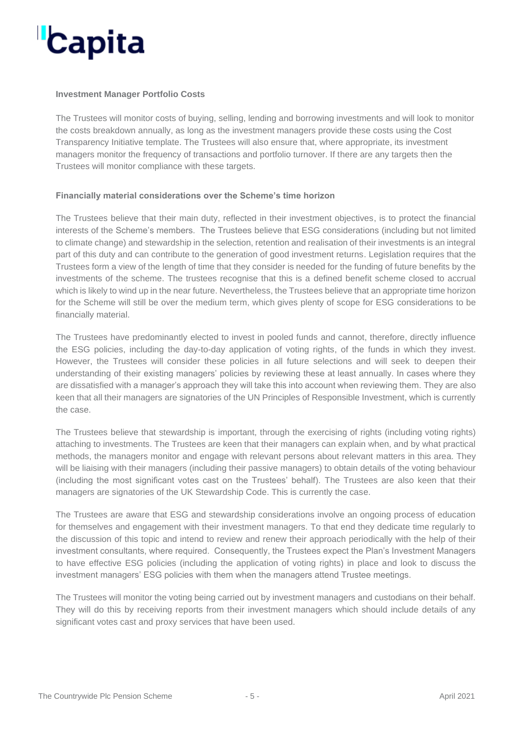**Investment Manager Portfolio Costs**

The Trustees will monitor costs of buying, selling, lending and borrowing investments and will look to monitor the costs breakdown annually, as long as the investment managers provide these costs using the Cost Transparency Initiative template. The Trustees will also ensure that, where appropriate, its investment managers monitor the frequency of transactions and portfolio turnover. If there are any targets then the Trustees will monitor compliance with these targets.

**Financially material considerations over the Scheme's time horizon**

The Trustees believe that their main duty, reflected in their investment objectives, is to protect the financial interests of the Scheme's members. The Trustees believe that ESG considerations (including but not limited to climate change) and stewardship in the selection, retention and realisation of their investments is an integral part of this duty and can contribute to the generation of good investment returns. Legislation requires that the Trustees form a view of the length of time that they consider is needed for the funding of future benefits by the investments of the scheme. The trustees recognise that this is a defined benefit scheme closed to accrual which is likely to wind up in the near future. Nevertheless, the Trustees believe that an appropriate time horizon for the Scheme will still be over the medium term, which gives plenty of scope for ESG considerations to be financially material.

The Trustees have predominantly elected to invest in pooled funds and cannot, therefore, directly influence the ESG policies, including the day-to-day application of voting rights, of the funds in which they invest. However, the Trustees will consider these policies in all future selections and will seek to deepen their understanding of their existing managers' policies by reviewing these at least annually. In cases where they are dissatisfied with a manager's approach they will take this into account when reviewing them. They are also keen that all their managers are signatories of the UN Principles of Responsible Investment, which is currently the case.

The Trustees believe that stewardship is important, through the exercising of rights (including voting rights) attaching to investments. The Trustees are keen that their managers can explain when, and by what practical methods, the managers monitor and engage with relevant persons about relevant matters in this area. They will be liaising with their managers (including their passive managers) to obtain details of the voting behaviour (including the most significant votes cast on the Trustees' behalf). The Trustees are also keen that their managers are signatories of the UK Stewardship Code. This is currently the case.

The Trustees are aware that ESG and stewardship considerations involve an ongoing process of education for themselves and engagement with their investment managers. To that end they dedicate time regularly to the discussion of this topic and intend to review and renew their approach periodically with the help of their investment consultants, where required. Consequently, the Trustees expect the Plan's Investment Managers to have effective ESG policies (including the application of voting rights) in place and look to discuss the investment managers' ESG policies with them when the managers attend Trustee meetings.

The Trustees will monitor the voting being carried out by investment managers and custodians on their behalf. They will do this by receiving reports from their investment managers which should include details of any significant votes cast and proxy services that have been used.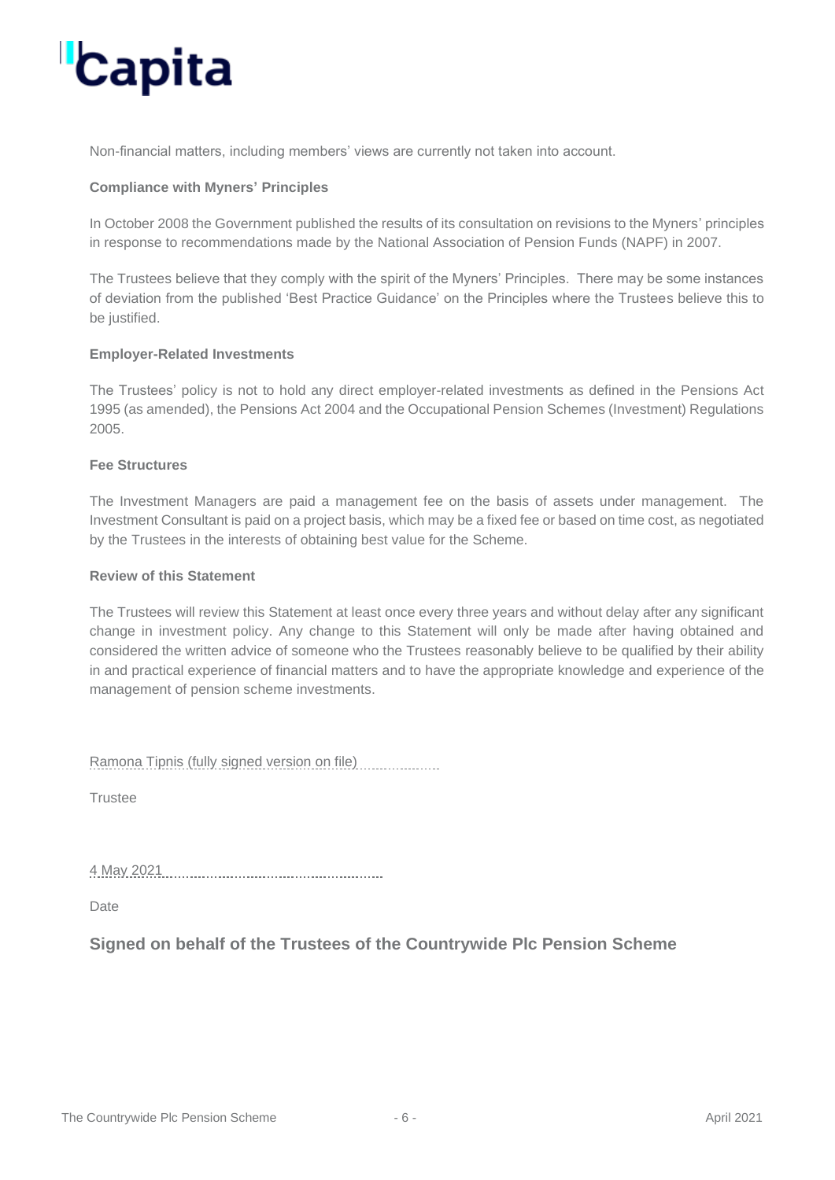Non-financial matters, including members' views are currently not taken into account.

**Compliance with Myners' Principles**

In October 2008 the Government published the results of its consultation on revisions to the Myners' principles in response to recommendations made by the National Association of Pension Funds (NAPF) in 2007.

The Trustees believe that they comply with the spirit of the Myners' Principles. There may be some instances of deviation from the published 'Best Practice Guidance' on the Principles where the Trustees believe this to be justified.

**Employer-Related Investments**

The Trustees' policy is not to hold any direct employer-related investments as defined in the Pensions Act 1995 (as amended), the Pensions Act 2004 and the Occupational Pension Schemes (Investment) Regulations 2005.

**Fee Structures**

The Investment Managers are paid a management fee on the basis of assets under management. The Investment Consultant is paid on a project basis, which may be a fixed fee or based on time cost, as negotiated by the Trustees in the interests of obtaining best value for the Scheme.

**Review of this Statement**

The Trustees will review this Statement at least once every three years and without delay after any significant change in investment policy. Any change to this Statement will only be made after having obtained and considered the written advice of someone who the Trustees reasonably believe to be qualified by their ability in and practical experience of financial matters and to have the appropriate knowledge and experience of the management of pension scheme investments.

Ramona Tipnis (fully signed version on file)

Trustee

4 May 2021

Date

**Signed on behalf of the Trustees of the Countrywide Plc Pension Scheme**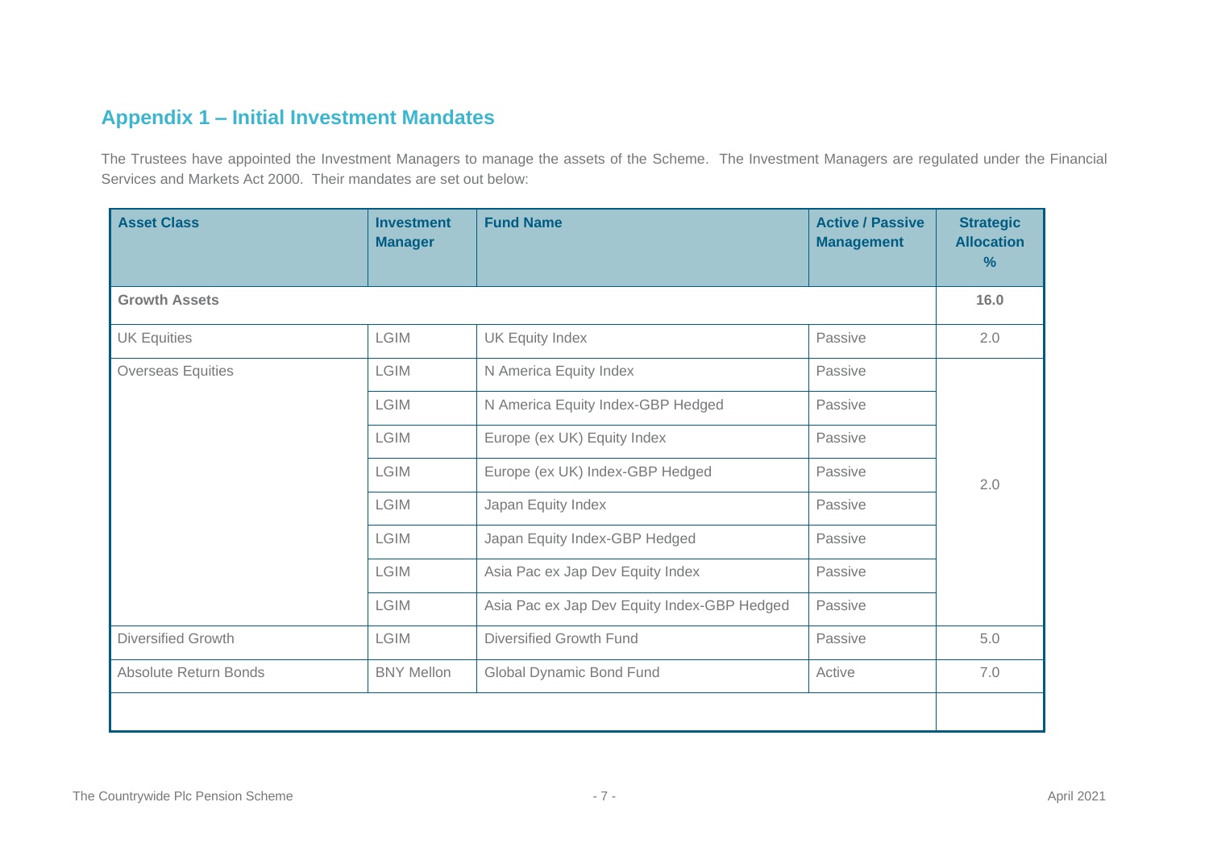## Appendix 1 – Initial Investment Mandates

The Trustees have appointed the Investment Managers to manage the assets of the Scheme. The Investment Managers are regulated under the Financial Services and Markets Act 2000. Their mandates are set out below:

| Asset Class | Investment Manager | Fund Name | Active / Passive Management | Strategic Allocation % |
|---|---|---|---|---|
| **Growth Assets** | | | | **16.0** |
| UK Equities | LGIM | UK Equity Index | Passive | 2.0 |
| Overseas Equities | LGIM | N America Equity Index | Passive | 2.0 |
| | LGIM | N America Equity Index-GBP Hedged | Passive | |
| | LGIM | Europe (ex UK) Equity Index | Passive | |
| | LGIM | Europe (ex UK) Index-GBP Hedged | Passive | |
| | LGIM | Japan Equity Index | Passive | |
| | LGIM | Japan Equity Index-GBP Hedged | Passive | |
| | LGIM | Asia Pac ex Jap Dev Equity Index | Passive | |
| | LGIM | Asia Pac ex Jap Dev Equity Index-GBP Hedged | Passive | |
| Diversified Growth | LGIM | Diversified Growth Fund | Passive | 5.0 |
| Absolute Return Bonds | BNY Mellon | Global Dynamic Bond Fund | Active | 7.0 |
| | | | | |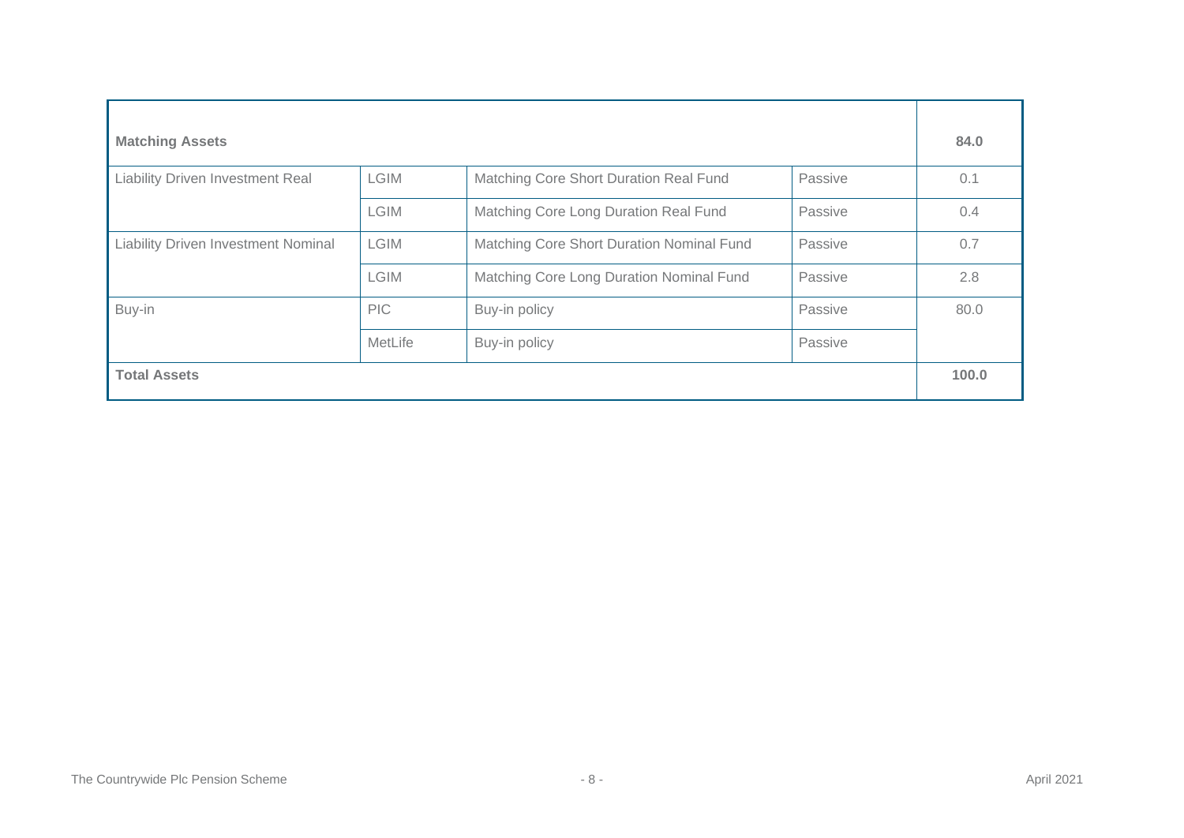| Matching Assets | | | | 84.0 |
|---|---|---|---|---|
| Liability Driven Investment Real | LGIM | Matching Core Short Duration Real Fund | Passive | 0.1 |
| | LGIM | Matching Core Long Duration Real Fund | Passive | 0.4 |
| Liability Driven Investment Nominal | LGIM | Matching Core Short Duration Nominal Fund | Passive | 0.7 |
| | LGIM | Matching Core Long Duration Nominal Fund | Passive | 2.8 |
| Buy-in | PIC | Buy-in policy | Passive | 80.0 |
| | MetLife | Buy-in policy | Passive | |
| **Total Assets** | | | | **100.0** |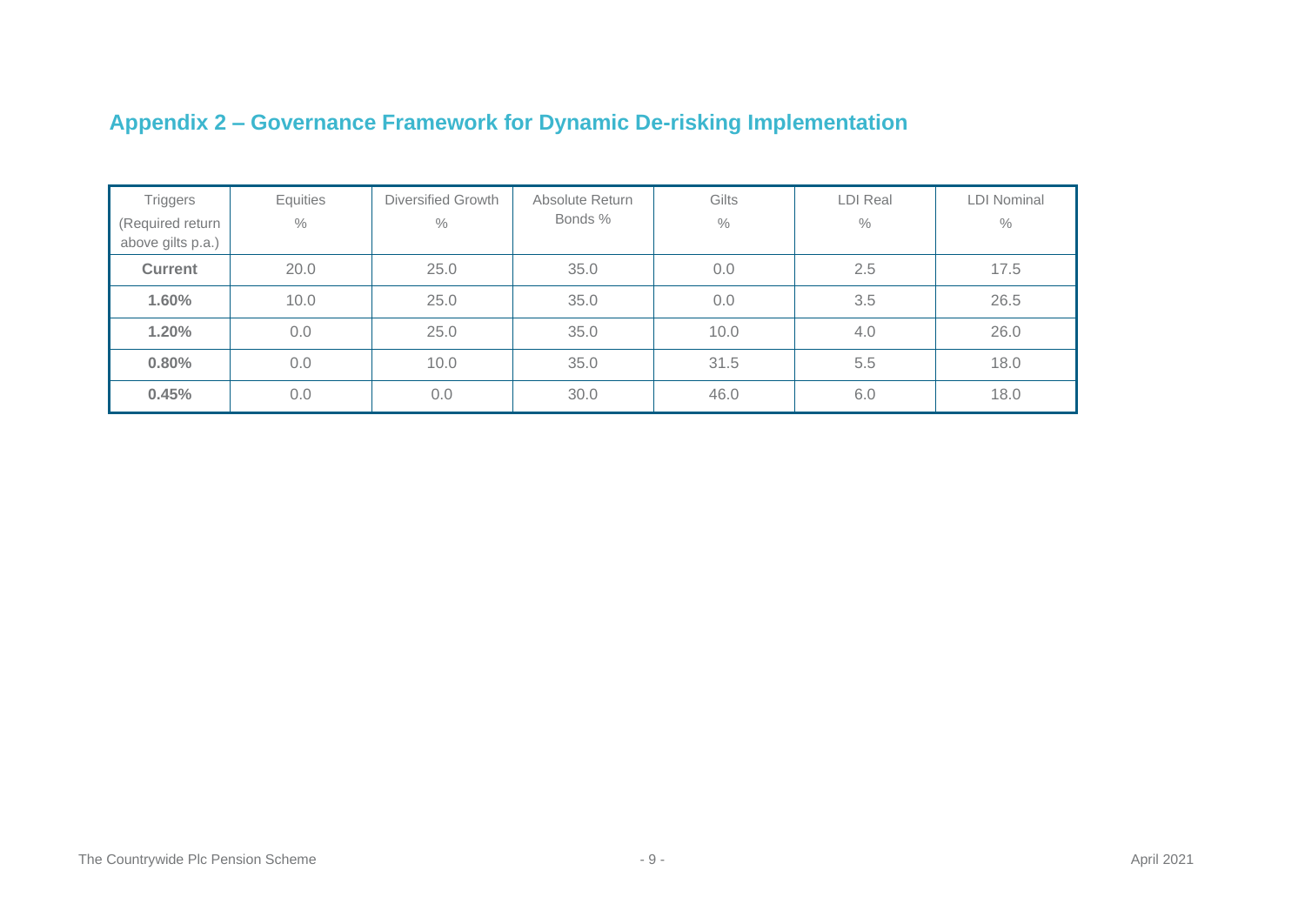## Appendix 2 – Governance Framework for Dynamic De-risking Implementation

| Triggers (Required return above gilts p.a.) | Equities % | Diversified Growth % | Absolute Return Bonds % | Gilts % | LDI Real % | LDI Nominal % |
|---|---|---|---|---|---|---|
| **Current** | 20.0 | 25.0 | 35.0 | 0.0 | 2.5 | 17.5 |
| **1.60%** | 10.0 | 25.0 | 35.0 | 0.0 | 3.5 | 26.5 |
| **1.20%** | 0.0 | 25.0 | 35.0 | 10.0 | 4.0 | 26.0 |
| **0.80%** | 0.0 | 10.0 | 35.0 | 31.5 | 5.5 | 18.0 |
| **0.45%** | 0.0 | 0.0 | 30.0 | 46.0 | 6.0 | 18.0 |